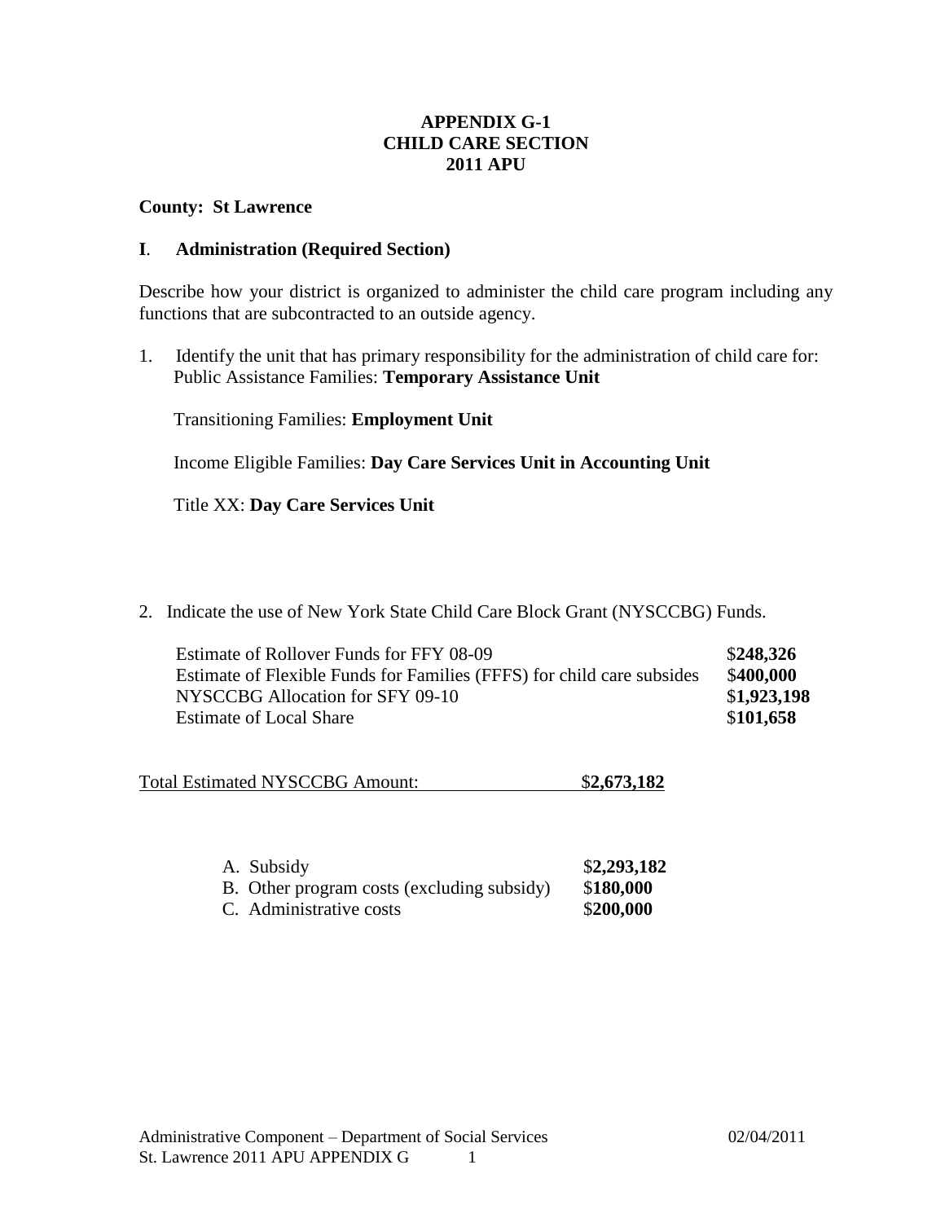# APPENDIX G-1
# CHILD CARE SECTION
# 2011 APU

**County: St Lawrence**

## I. Administration (Required Section)

Describe how your district is organized to administer the child care program including any functions that are subcontracted to an outside agency.

1. Identify the unit that has primary responsibility for the administration of child care for:
   Public Assistance Families: **Temporary Assistance Unit**

   Transitioning Families: **Employment Unit**

   Income Eligible Families: **Day Care Services Unit in Accounting Unit**

   Title XX: **Day Care Services Unit**

2. Indicate the use of New York State Child Care Block Grant (NYSCCBG) Funds.

| | |
|---|---|
| Estimate of Rollover Funds for FFY 08-09 | $**248,326** |
| Estimate of Flexible Funds for Families (FFFS) for child care subsides | $**400,000** |
| NYSCCBG Allocation for SFY 09-10 | $**1,923,198** |
| Estimate of Local Share | $**101,658** |

Total Estimated NYSCCBG Amount: $**2,673,182**

| | |
|---|---|
| A. Subsidy | $**2,293,182** |
| B. Other program costs (excluding subsidy) | $**180,000** |
| C. Administrative costs | $**200,000** |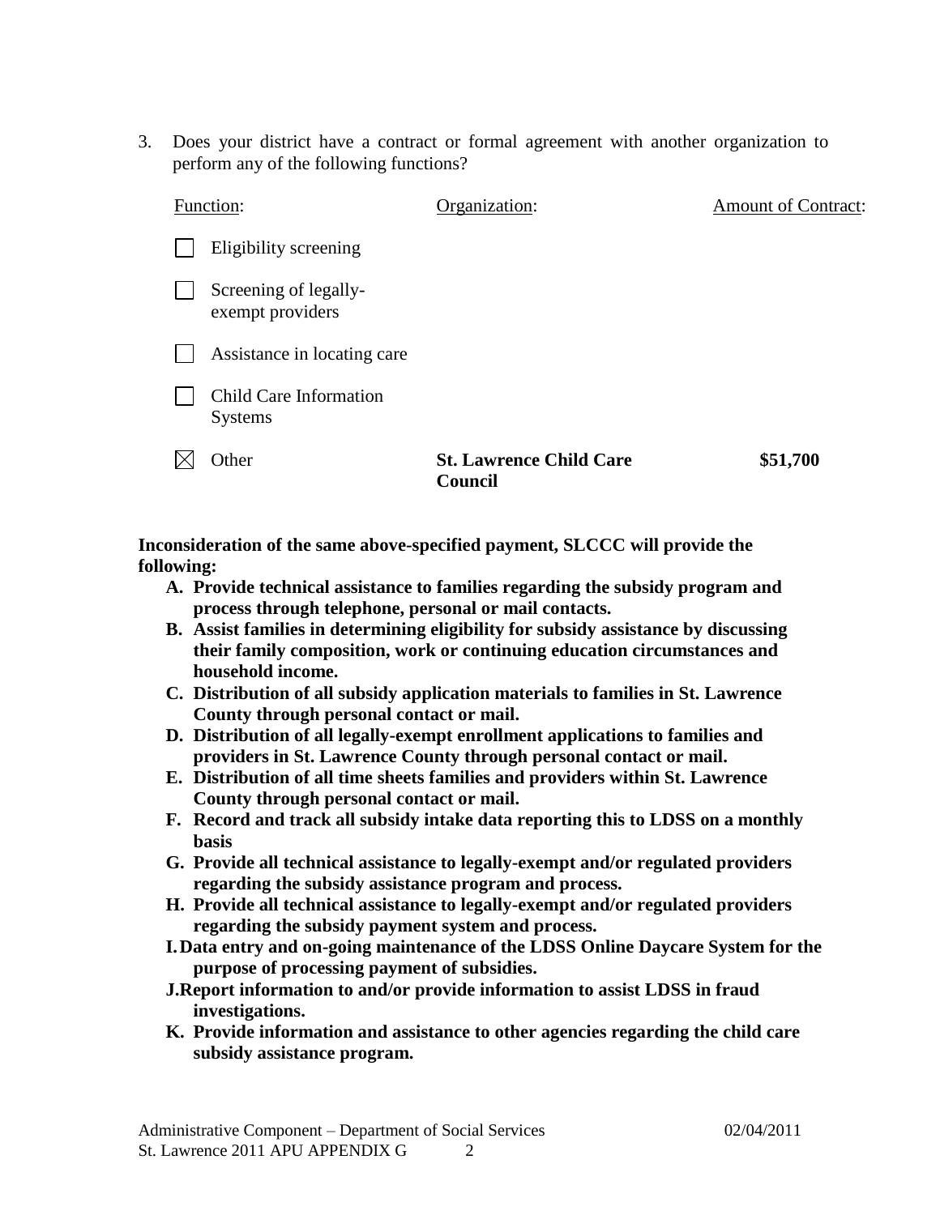3. Does your district have a contract or formal agreement with another organization to perform any of the following functions?

| Function: | Organization: | Amount of Contract: |
|---|---|---|
| ☐ Eligibility screening | | |
| ☐ Screening of legally-exempt providers | | |
| ☐ Assistance in locating care | | |
| ☐ Child Care Information Systems | | |
| ☒ Other | **St. Lawrence Child Care Council** | **$51,700** |

**Inconsideration of the same above-specified payment, SLCCC will provide the following:**

- **A. Provide technical assistance to families regarding the subsidy program and process through telephone, personal or mail contacts.**
- **B. Assist families in determining eligibility for subsidy assistance by discussing their family composition, work or continuing education circumstances and household income.**
- **C. Distribution of all subsidy application materials to families in St. Lawrence County through personal contact or mail.**
- **D. Distribution of all legally-exempt enrollment applications to families and providers in St. Lawrence County through personal contact or mail.**
- **E. Distribution of all time sheets families and providers within St. Lawrence County through personal contact or mail.**
- **F. Record and track all subsidy intake data reporting this to LDSS on a monthly basis**
- **G. Provide all technical assistance to legally-exempt and/or regulated providers regarding the subsidy assistance program and process.**
- **H. Provide all technical assistance to legally-exempt and/or regulated providers regarding the subsidy payment system and process.**
- **I. Data entry and on-going maintenance of the LDSS Online Daycare System for the purpose of processing payment of subsidies.**
- **J. Report information to and/or provide information to assist LDSS in fraud investigations.**
- **K. Provide information and assistance to other agencies regarding the child care subsidy assistance program.**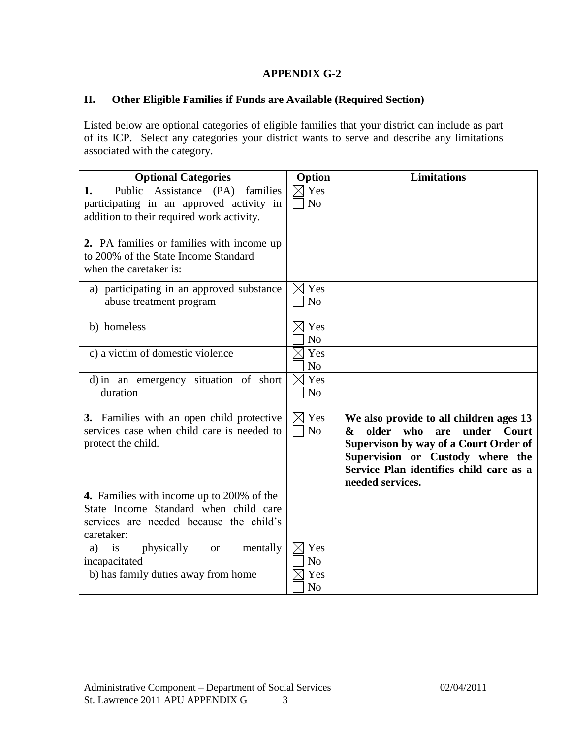**APPENDIX G-2**

**II. Other Eligible Families if Funds are Available (Required Section)**

Listed below are optional categories of eligible families that your district can include as part of its ICP. Select any categories your district wants to serve and describe any limitations associated with the category.

| Optional Categories | Option | Limitations |
|---|---|---|
| **1.** Public Assistance (PA) families participating in an approved activity in addition to their required work activity. | ☒ Yes ☐ No | |
| **2.** PA families or families with income up to 200% of the State Income Standard when the caretaker is: | | |
| a) participating in an approved substance abuse treatment program | ☒ Yes ☐ No | |
| b) homeless | ☒ Yes ☐ No | |
| c) a victim of domestic violence | ☒ Yes ☐ No | |
| d) in an emergency situation of short duration | ☒ Yes ☐ No | |
| **3.** Families with an open child protective services case when child care is needed to protect the child. | ☒ Yes ☐ No | **We also provide to all children ages 13 & older who are under Court Supervison by way of a Court Order of Supervision or Custody where the Service Plan identifies child care as a needed services.** |
| **4.** Families with income up to 200% of the State Income Standard when child care services are needed because the child's caretaker: | | |
| a) is physically or mentally incapacitated | ☒ Yes ☐ No | |
| b) has family duties away from home | ☒ Yes ☐ No | |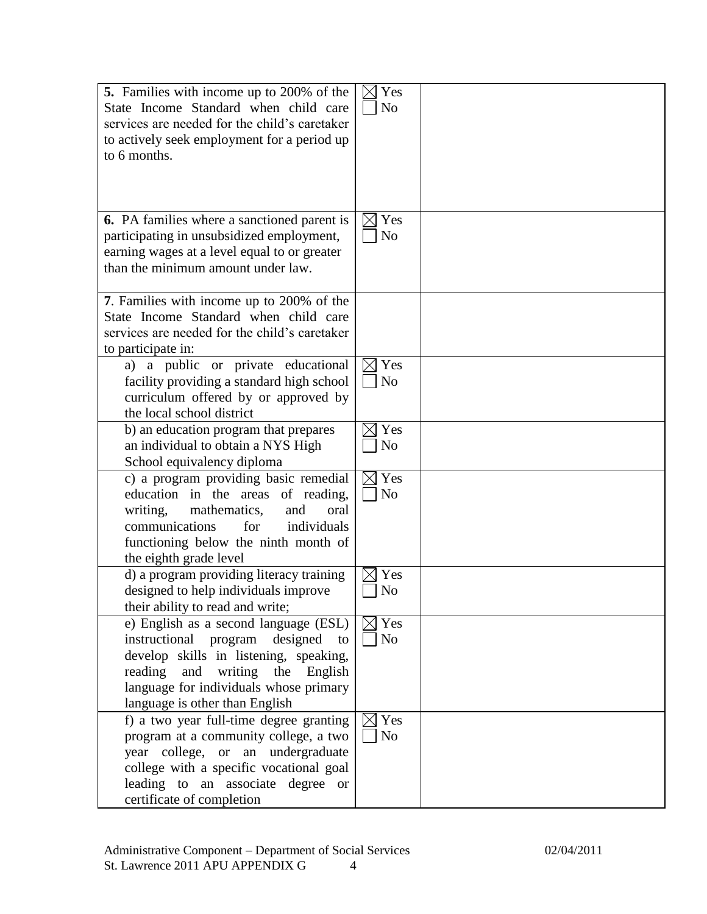| | | |
|---|---|---|
| **5.** Families with income up to 200% of the State Income Standard when child care services are needed for the child's caretaker to actively seek employment for a period up to 6 months. | ☒ Yes<br>☐ No | |
| **6.** PA families where a sanctioned parent is participating in unsubsidized employment, earning wages at a level equal to or greater than the minimum amount under law. | ☒ Yes<br>☐ No | |
| **7**. Families with income up to 200% of the State Income Standard when child care services are needed for the child's caretaker to participate in: | | |
| a) a public or private educational facility providing a standard high school curriculum offered by or approved by the local school district | ☒ Yes<br>☐ No | |
| b) an education program that prepares an individual to obtain a NYS High School equivalency diploma | ☒ Yes<br>☐ No | |
| c) a program providing basic remedial education in the areas of reading, writing, mathematics, and oral communications for individuals functioning below the ninth month of the eighth grade level | ☒ Yes<br>☐ No | |
| d) a program providing literacy training designed to help individuals improve their ability to read and write; | ☒ Yes<br>☐ No | |
| e) English as a second language (ESL) instructional program designed to develop skills in listening, speaking, reading and writing the English language for individuals whose primary language is other than English | ☒ Yes<br>☐ No | |
| f) a two year full-time degree granting program at a community college, a two year college, or an undergraduate college with a specific vocational goal leading to an associate degree or certificate of completion | ☒ Yes<br>☐ No | |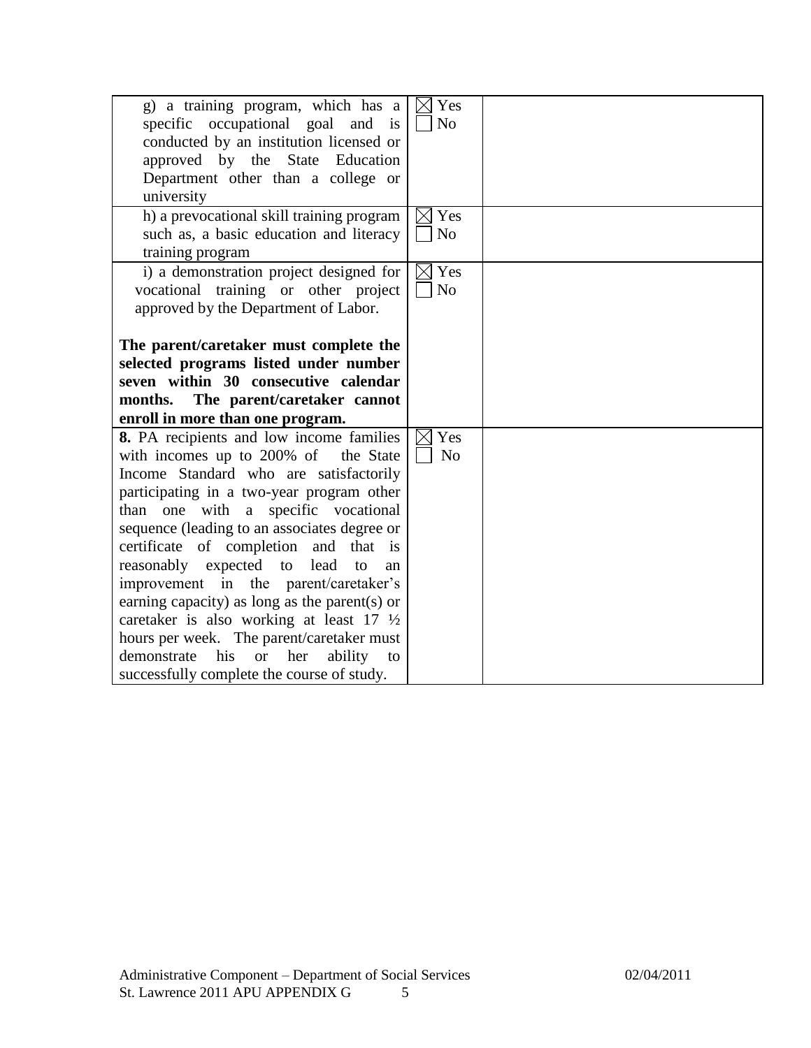| | | |
|---|---|---|
| g) a training program, which has a specific occupational goal and is conducted by an institution licensed or approved by the State Education Department other than a college or university | ☒ Yes<br>☐ No | |
| h) a prevocational skill training program such as, a basic education and literacy training program | ☒ Yes<br>☐ No | |
| i) a demonstration project designed for vocational training or other project approved by the Department of Labor.<br><br>**The parent/caretaker must complete the selected programs listed under number seven within 30 consecutive calendar months. The parent/caretaker cannot enroll in more than one program.** | ☒ Yes<br>☐ No | |
| **8.** PA recipients and low income families with incomes up to 200% of the State Income Standard who are satisfactorily participating in a two-year program other than one with a specific vocational sequence (leading to an associates degree or certificate of completion and that is reasonably expected to lead to an improvement in the parent/caretaker's earning capacity) as long as the parent(s) or caretaker is also working at least 17 ½ hours per week. The parent/caretaker must demonstrate his or her ability to successfully complete the course of study. | ☒ Yes<br>☐ No | |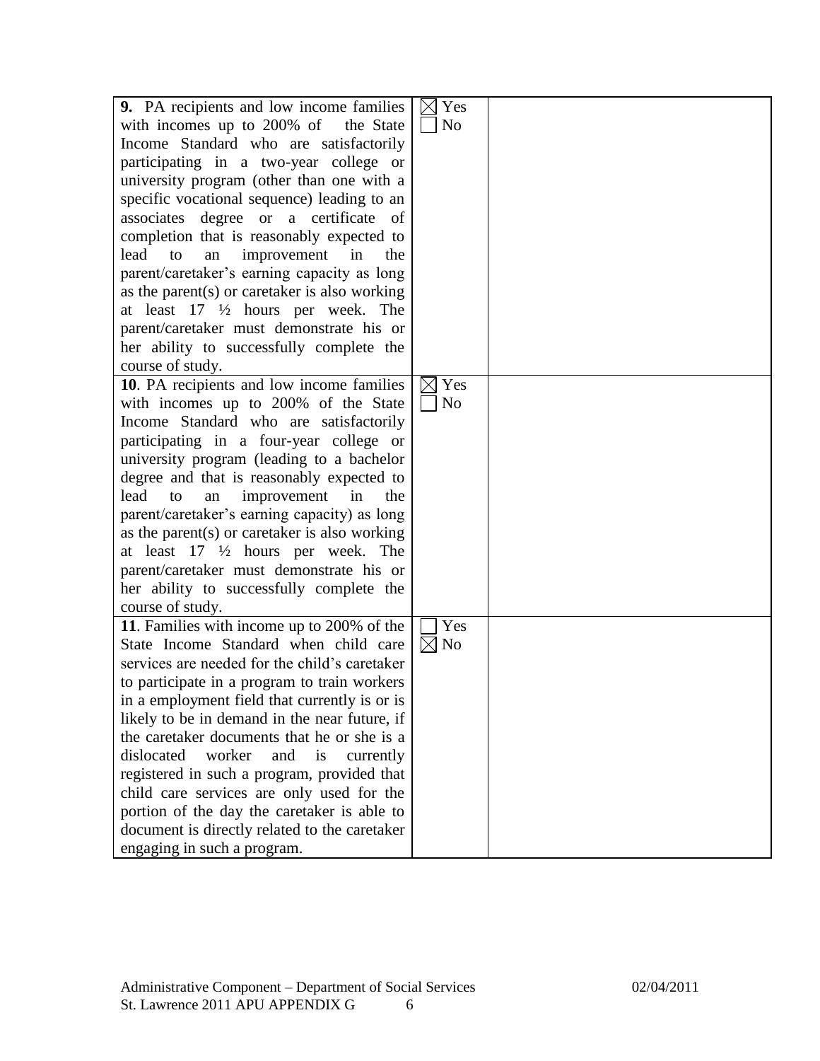| | | |
|---|---|---|
| **9.** PA recipients and low income families with incomes up to 200% of the State Income Standard who are satisfactorily participating in a two-year college or university program (other than one with a specific vocational sequence) leading to an associates degree or a certificate of completion that is reasonably expected to lead to an improvement in the parent/caretaker's earning capacity as long as the parent(s) or caretaker is also working at least 17 ½ hours per week. The parent/caretaker must demonstrate his or her ability to successfully complete the course of study. | ☒ Yes<br>☐ No | |
| **10**. PA recipients and low income families with incomes up to 200% of the State Income Standard who are satisfactorily participating in a four-year college or university program (leading to a bachelor degree and that is reasonably expected to lead to an improvement in the parent/caretaker's earning capacity) as long as the parent(s) or caretaker is also working at least 17 ½ hours per week. The parent/caretaker must demonstrate his or her ability to successfully complete the course of study. | ☒ Yes<br>☐ No | |
| **11**. Families with income up to 200% of the State Income Standard when child care services are needed for the child's caretaker to participate in a program to train workers in a employment field that currently is or is likely to be in demand in the near future, if the caretaker documents that he or she is a dislocated worker and is currently registered in such a program, provided that child care services are only used for the portion of the day the caretaker is able to document is directly related to the caretaker engaging in such a program. | ☐ Yes<br>☒ No | |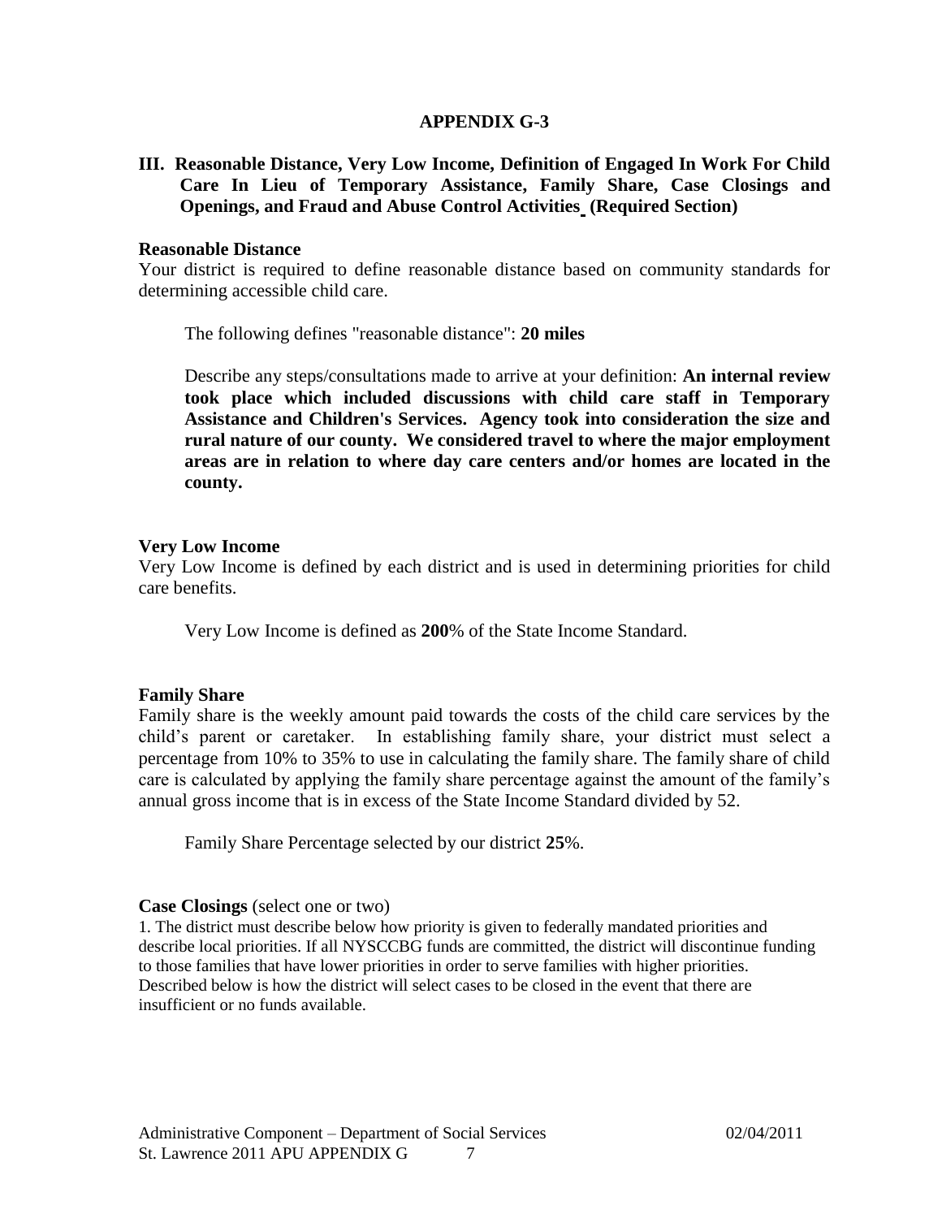## APPENDIX G-3

### III. Reasonable Distance, Very Low Income, Definition of Engaged In Work For Child Care In Lieu of Temporary Assistance, Family Share, Case Closings and Openings, and Fraud and Abuse Control Activities (Required Section)

**Reasonable Distance**

Your district is required to define reasonable distance based on community standards for determining accessible child care.

The following defines "reasonable distance": **20 miles**

Describe any steps/consultations made to arrive at your definition: **An internal review took place which included discussions with child care staff in Temporary Assistance and Children's Services. Agency took into consideration the size and rural nature of our county. We considered travel to where the major employment areas are in relation to where day care centers and/or homes are located in the county.**

**Very Low Income**

Very Low Income is defined by each district and is used in determining priorities for child care benefits.

Very Low Income is defined as **200**% of the State Income Standard.

**Family Share**

Family share is the weekly amount paid towards the costs of the child care services by the child's parent or caretaker. In establishing family share, your district must select a percentage from 10% to 35% to use in calculating the family share. The family share of child care is calculated by applying the family share percentage against the amount of the family's annual gross income that is in excess of the State Income Standard divided by 52.

Family Share Percentage selected by our district **25**%.

**Case Closings** (select one or two)

1. The district must describe below how priority is given to federally mandated priorities and describe local priorities. If all NYSCCBG funds are committed, the district will discontinue funding to those families that have lower priorities in order to serve families with higher priorities. Described below is how the district will select cases to be closed in the event that there are insufficient or no funds available.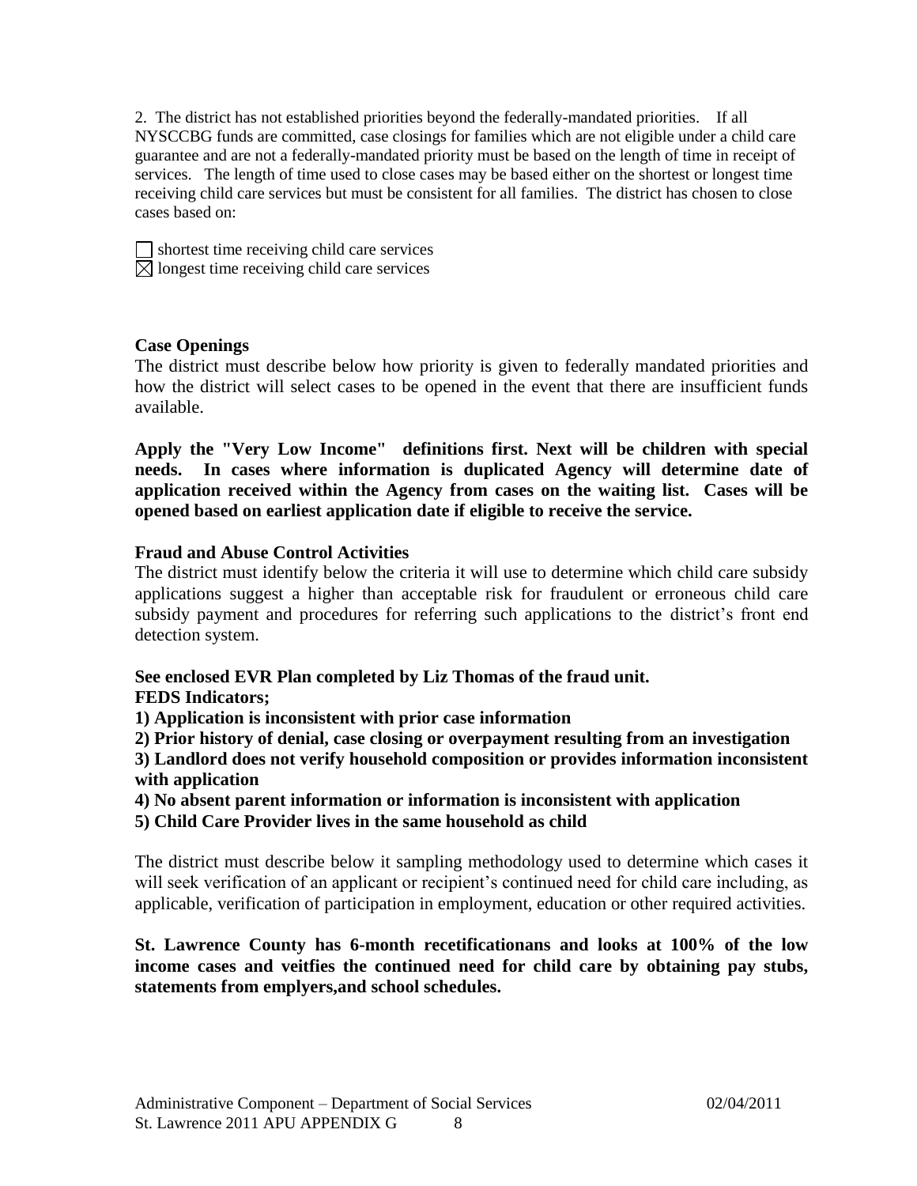2. The district has not established priorities beyond the federally-mandated priorities. If all NYSCCBG funds are committed, case closings for families which are not eligible under a child care guarantee and are not a federally-mandated priority must be based on the length of time in receipt of services. The length of time used to close cases may be based either on the shortest or longest time receiving child care services but must be consistent for all families. The district has chosen to close cases based on:

☐ shortest time receiving child care services
☒ longest time receiving child care services

**Case Openings**

The district must describe below how priority is given to federally mandated priorities and how the district will select cases to be opened in the event that there are insufficient funds available.

**Apply the "Very Low Income" definitions first. Next will be children with special needs. In cases where information is duplicated Agency will determine date of application received within the Agency from cases on the waiting list. Cases will be opened based on earliest application date if eligible to receive the service.**

**Fraud and Abuse Control Activities**

The district must identify below the criteria it will use to determine which child care subsidy applications suggest a higher than acceptable risk for fraudulent or erroneous child care subsidy payment and procedures for referring such applications to the district's front end detection system.

**See enclosed EVR Plan completed by Liz Thomas of the fraud unit.**
**FEDS Indicators;**
**1) Application is inconsistent with prior case information**
**2) Prior history of denial, case closing or overpayment resulting from an investigation**
**3) Landlord does not verify household composition or provides information inconsistent with application**
**4) No absent parent information or information is inconsistent with application**
**5) Child Care Provider lives in the same household as child**

The district must describe below it sampling methodology used to determine which cases it will seek verification of an applicant or recipient's continued need for child care including, as applicable, verification of participation in employment, education or other required activities.

**St. Lawrence County has 6-month recetificationans and looks at 100% of the low income cases and veitfies the continued need for child care by obtaining pay stubs, statements from emplyers,and school schedules.**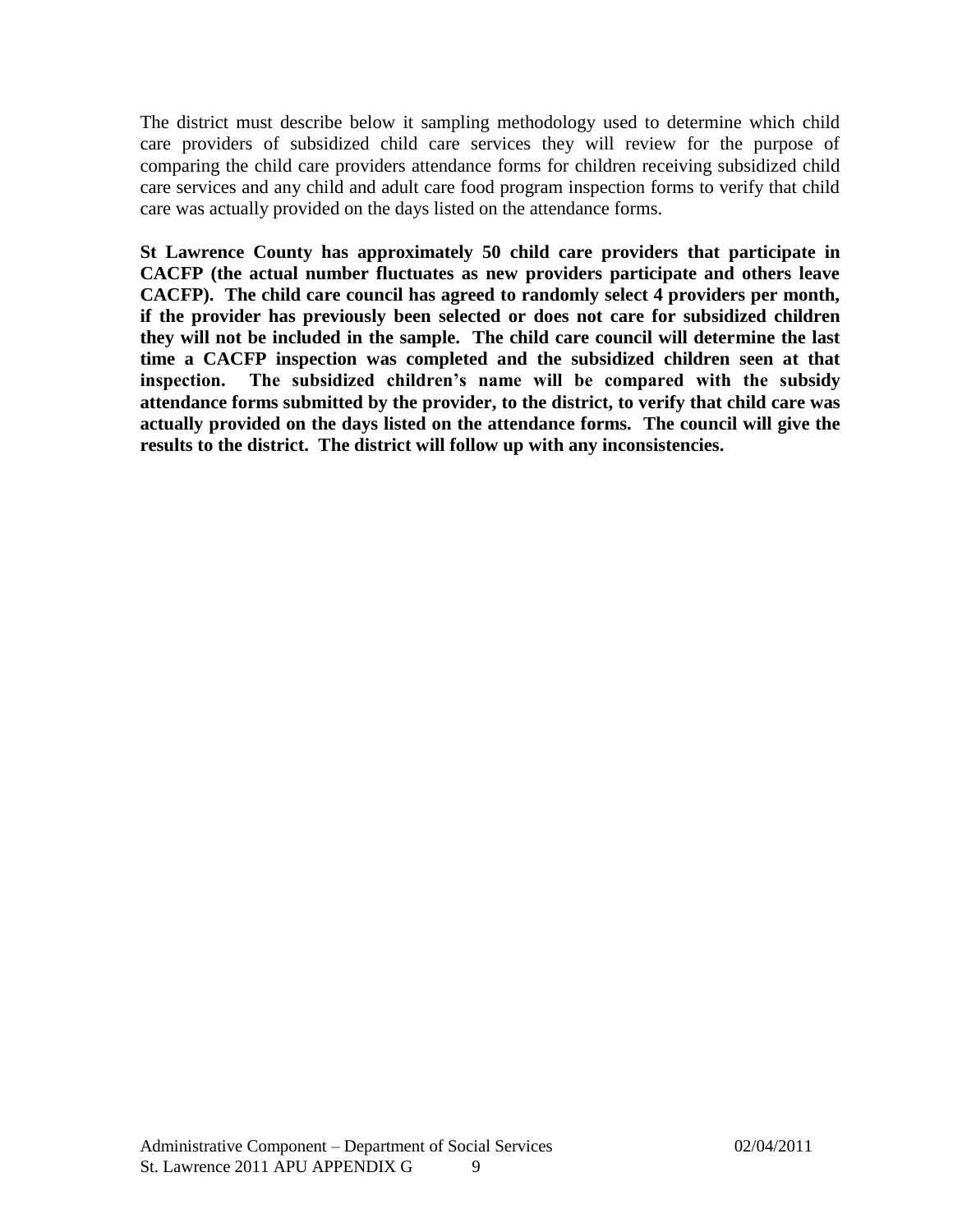The district must describe below it sampling methodology used to determine which child care providers of subsidized child care services they will review for the purpose of comparing the child care providers attendance forms for children receiving subsidized child care services and any child and adult care food program inspection forms to verify that child care was actually provided on the days listed on the attendance forms.

**St Lawrence County has approximately 50 child care providers that participate in CACFP (the actual number fluctuates as new providers participate and others leave CACFP). The child care council has agreed to randomly select 4 providers per month, if the provider has previously been selected or does not care for subsidized children they will not be included in the sample. The child care council will determine the last time a CACFP inspection was completed and the subsidized children seen at that inspection. The subsidized children's name will be compared with the subsidy attendance forms submitted by the provider, to the district, to verify that child care was actually provided on the days listed on the attendance forms. The council will give the results to the district. The district will follow up with any inconsistencies.**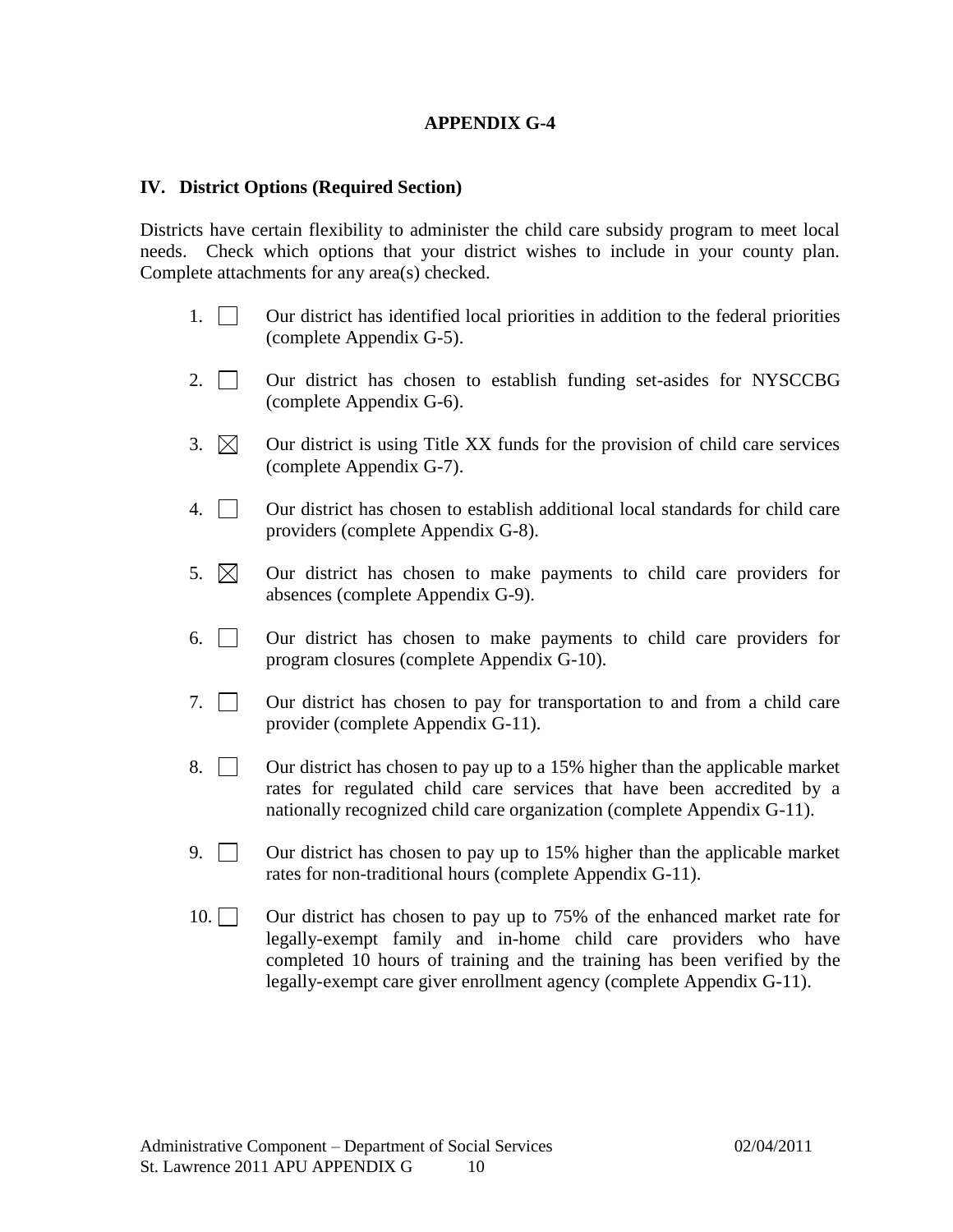# APPENDIX G-4

## IV. District Options (Required Section)

Districts have certain flexibility to administer the child care subsidy program to meet local needs. Check which options that your district wishes to include in your county plan. Complete attachments for any area(s) checked.

1. ☐ Our district has identified local priorities in addition to the federal priorities (complete Appendix G-5).

2. ☐ Our district has chosen to establish funding set-asides for NYSCCBG (complete Appendix G-6).

3. ☒ Our district is using Title XX funds for the provision of child care services (complete Appendix G-7).

4. ☐ Our district has chosen to establish additional local standards for child care providers (complete Appendix G-8).

5. ☒ Our district has chosen to make payments to child care providers for absences (complete Appendix G-9).

6. ☐ Our district has chosen to make payments to child care providers for program closures (complete Appendix G-10).

7. ☐ Our district has chosen to pay for transportation to and from a child care provider (complete Appendix G-11).

8. ☐ Our district has chosen to pay up to a 15% higher than the applicable market rates for regulated child care services that have been accredited by a nationally recognized child care organization (complete Appendix G-11).

9. ☐ Our district has chosen to pay up to 15% higher than the applicable market rates for non-traditional hours (complete Appendix G-11).

10. ☐ Our district has chosen to pay up to 75% of the enhanced market rate for legally-exempt family and in-home child care providers who have completed 10 hours of training and the training has been verified by the legally-exempt care giver enrollment agency (complete Appendix G-11).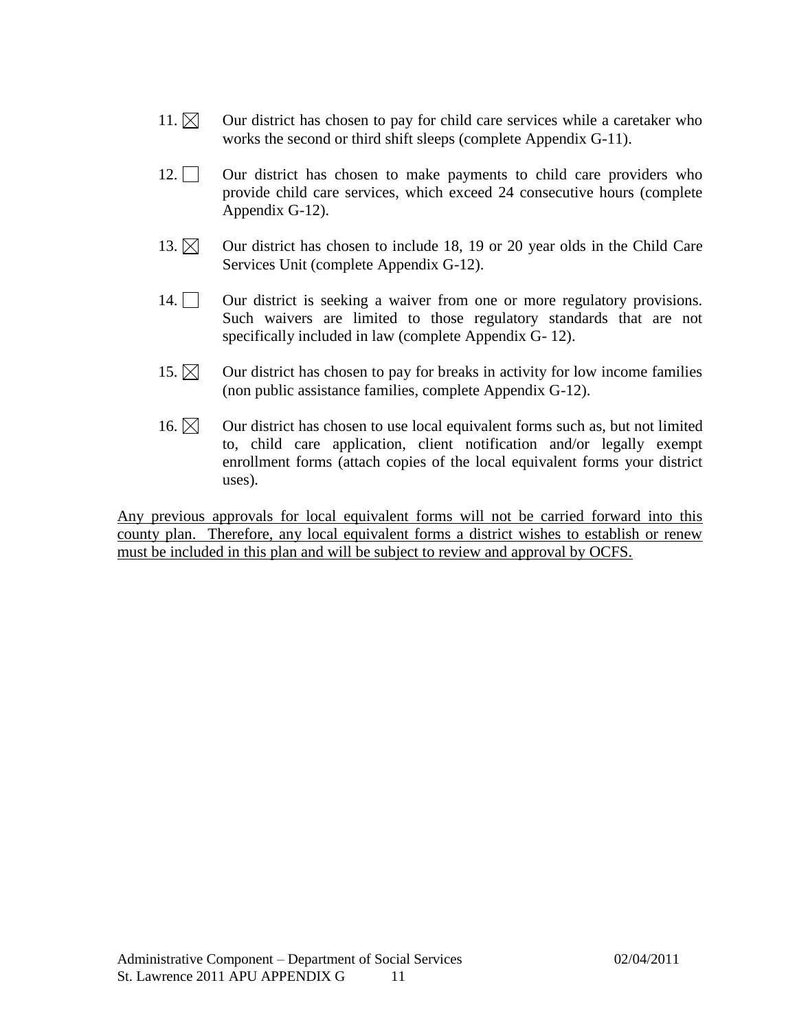11. ☒ Our district has chosen to pay for child care services while a caretaker who works the second or third shift sleeps (complete Appendix G-11).

12. ☐ Our district has chosen to make payments to child care providers who provide child care services, which exceed 24 consecutive hours (complete Appendix G-12).

13. ☒ Our district has chosen to include 18, 19 or 20 year olds in the Child Care Services Unit (complete Appendix G-12).

14. ☐ Our district is seeking a waiver from one or more regulatory provisions. Such waivers are limited to those regulatory standards that are not specifically included in law (complete Appendix G- 12).

15. ☒ Our district has chosen to pay for breaks in activity for low income families (non public assistance families, complete Appendix G-12).

16. ☒ Our district has chosen to use local equivalent forms such as, but not limited to, child care application, client notification and/or legally exempt enrollment forms (attach copies of the local equivalent forms your district uses).

<u>Any previous approvals for local equivalent forms will not be carried forward into this county plan. Therefore, any local equivalent forms a district wishes to establish or renew must be included in this plan and will be subject to review and approval by OCFS.</u>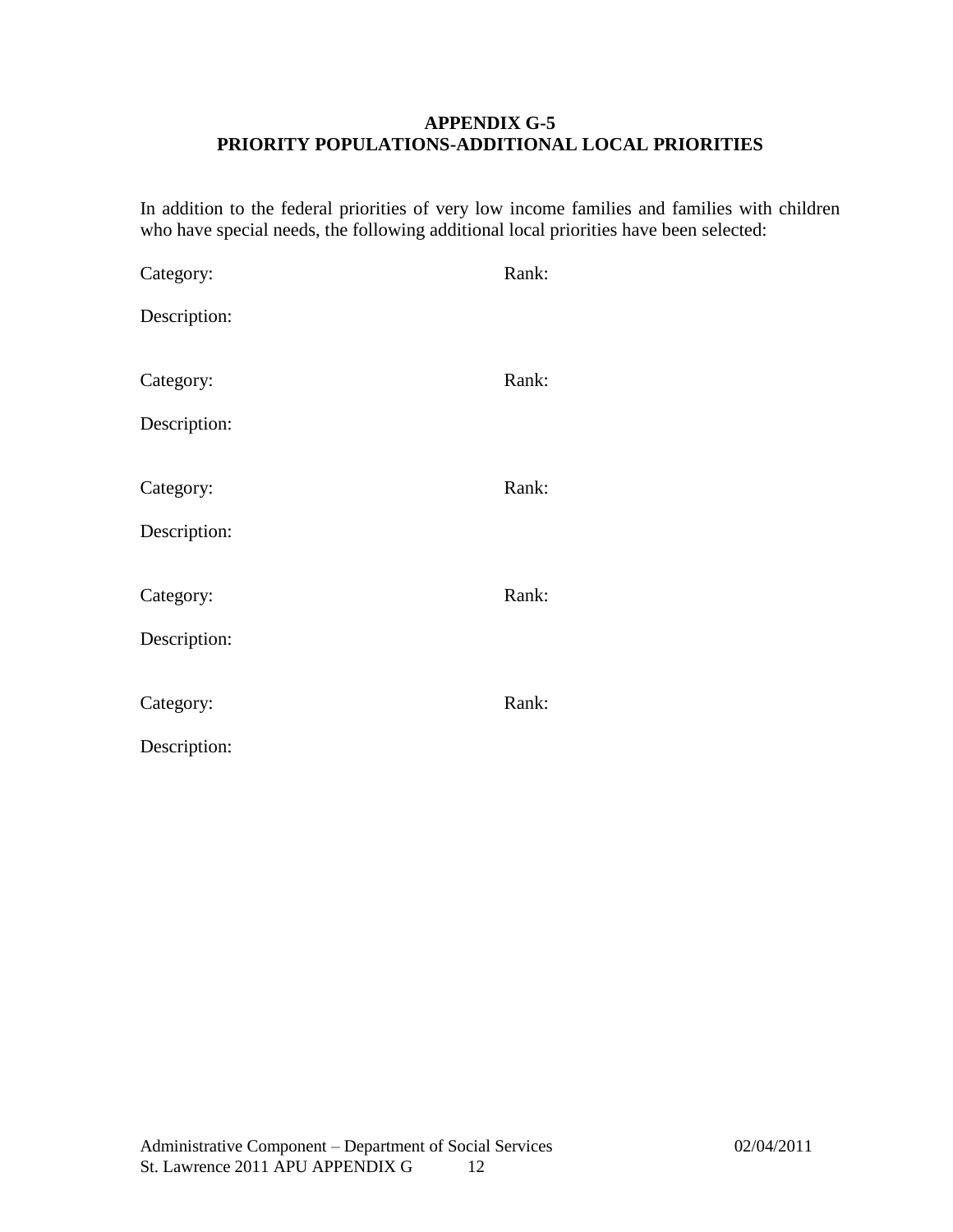## APPENDIX G-5
## PRIORITY POPULATIONS-ADDITIONAL LOCAL PRIORITIES

In addition to the federal priorities of very low income families and families with children who have special needs, the following additional local priorities have been selected:

Category: Rank:

Description:

Category: Rank:

Description:

Category: Rank:

Description:

Category: Rank:

Description:

Category: Rank:

Description: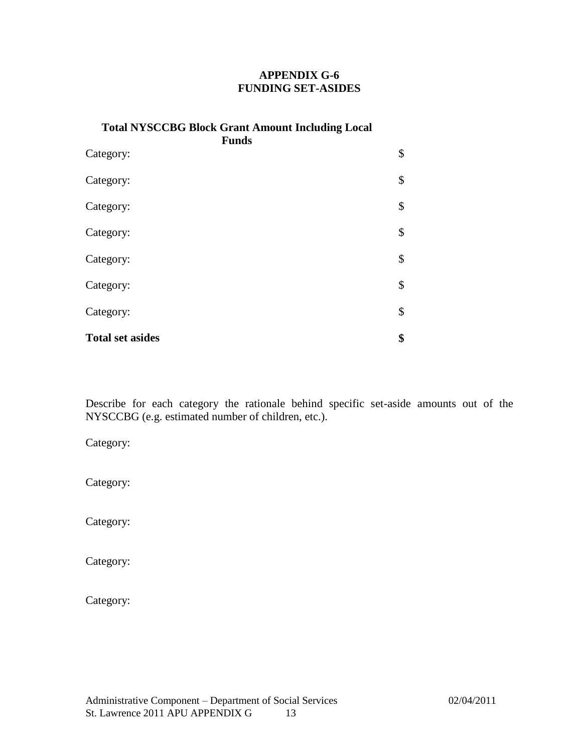# APPENDIX G-6
# FUNDING SET-ASIDES

**Total NYSCCBG Block Grant Amount Including Local Funds**

| | |
|---|---|
| Category: | $ |
| Category: | $ |
| Category: | $ |
| Category: | $ |
| Category: | $ |
| Category: | $ |
| Category: | $ |
| **Total set asides** | **$** |

Describe for each category the rationale behind specific set-aside amounts out of the NYSCCBG (e.g. estimated number of children, etc.).

Category:

Category:

Category:

Category:

Category: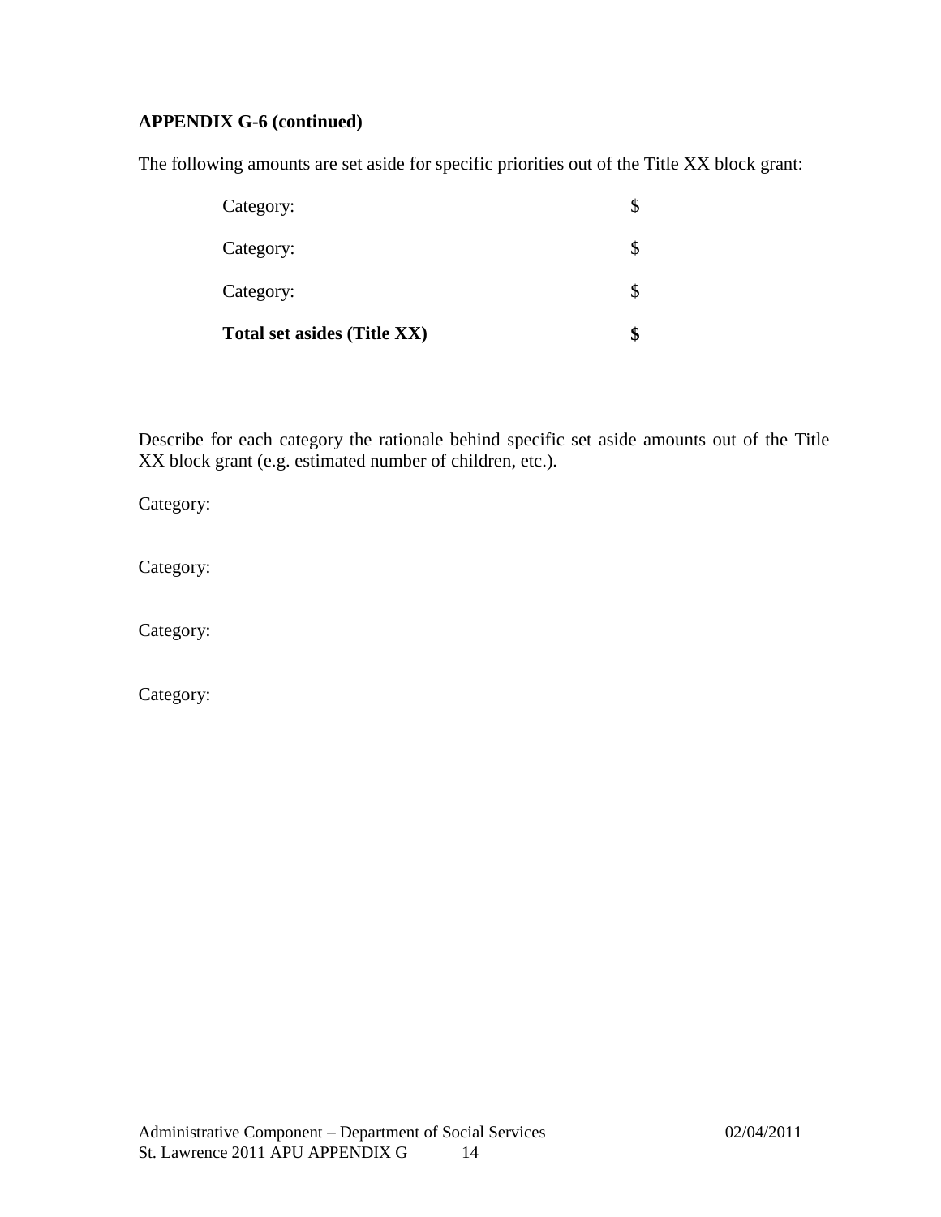**APPENDIX G-6 (continued)**

The following amounts are set aside for specific priorities out of the Title XX block grant:

| | |
|---|---|
| Category: | $ |
| Category: | $ |
| Category: | $ |
| **Total set asides (Title XX)** | **$** |

Describe for each category the rationale behind specific set aside amounts out of the Title XX block grant (e.g. estimated number of children, etc.).

Category:

Category:

Category:

Category: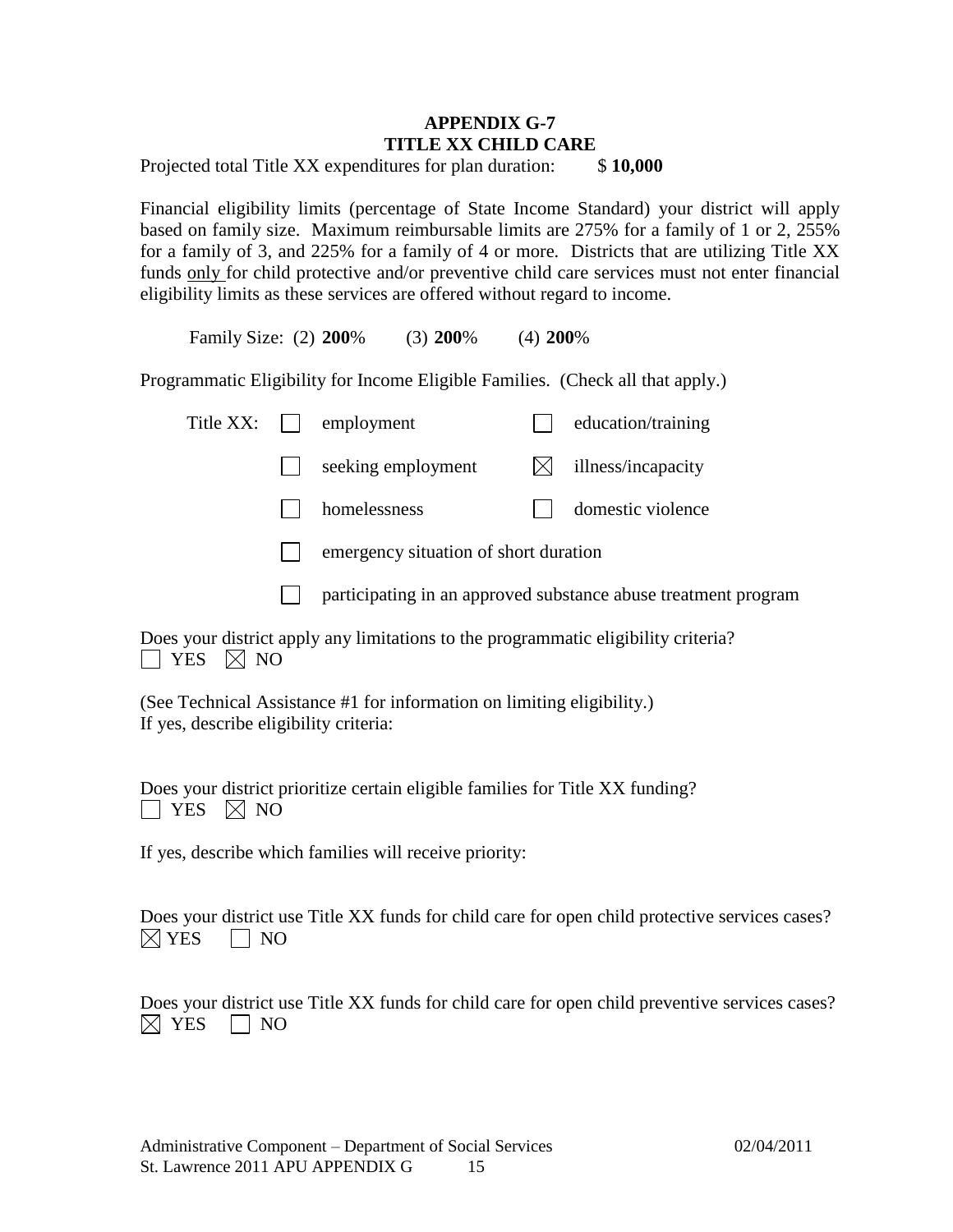## APPENDIX G-7
## TITLE XX CHILD CARE

Projected total Title XX expenditures for plan duration: $ **10,000**

Financial eligibility limits (percentage of State Income Standard) your district will apply based on family size. Maximum reimbursable limits are 275% for a family of 1 or 2, 255% for a family of 3, and 225% for a family of 4 or more. Districts that are utilizing Title XX funds only for child protective and/or preventive child care services must not enter financial eligibility limits as these services are offered without regard to income.

Family Size: (2) **200**% (3) **200**% (4) **200**%

Programmatic Eligibility for Income Eligible Families. (Check all that apply.)

Title XX:

- ☐ employment
- ☐ education/training
- ☐ seeking employment
- ☒ illness/incapacity
- ☐ homelessness
- ☐ domestic violence
- ☐ emergency situation of short duration
- ☐ participating in an approved substance abuse treatment program

Does your district apply any limitations to the programmatic eligibility criteria?
☐ YES ☒ NO

(See Technical Assistance #1 for information on limiting eligibility.)
If yes, describe eligibility criteria:

Does your district prioritize certain eligible families for Title XX funding?
☐ YES ☒ NO

If yes, describe which families will receive priority:

Does your district use Title XX funds for child care for open child protective services cases?
☒ YES ☐ NO

Does your district use Title XX funds for child care for open child preventive services cases?
☒ YES ☐ NO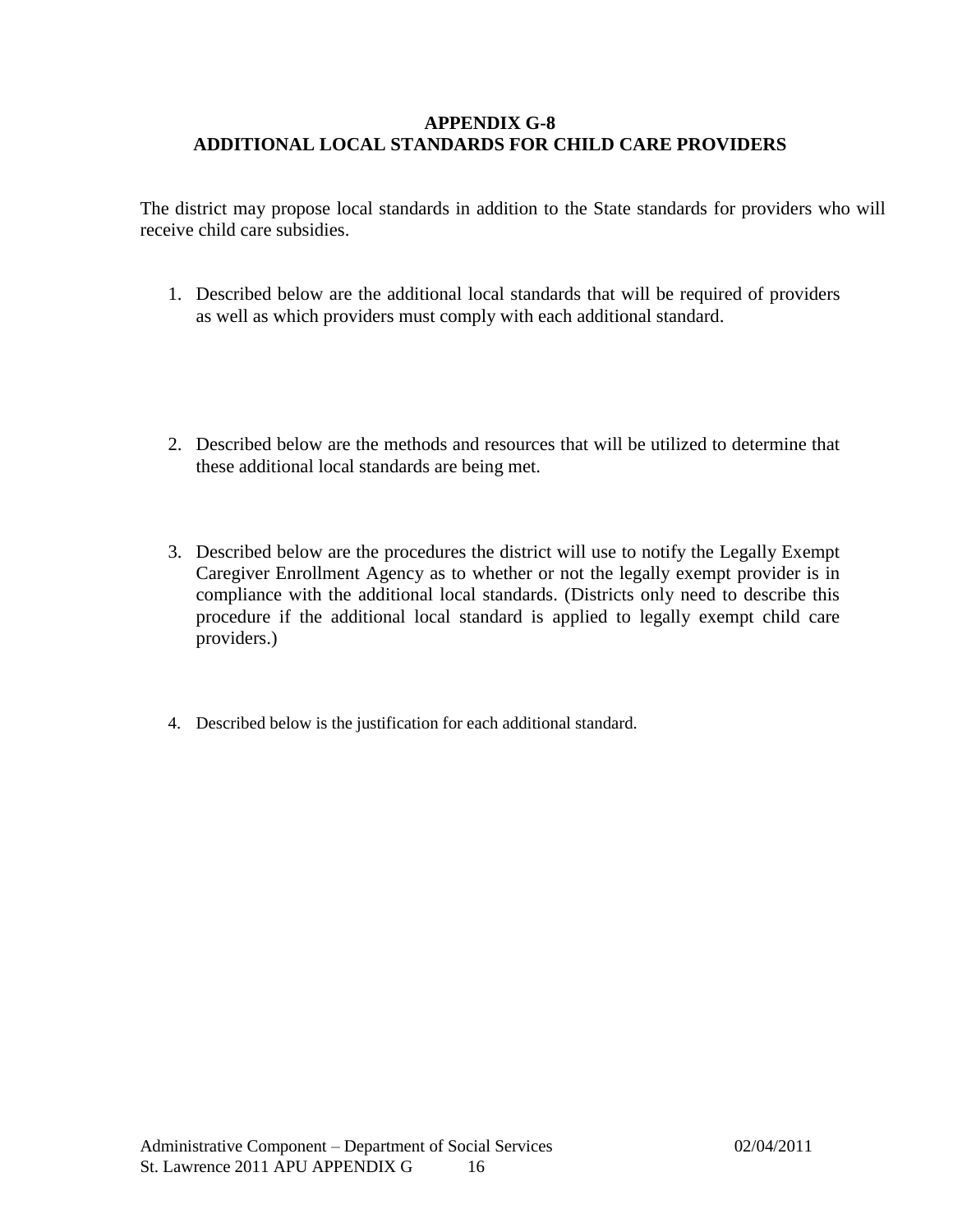# APPENDIX G-8
# ADDITIONAL LOCAL STANDARDS FOR CHILD CARE PROVIDERS

The district may propose local standards in addition to the State standards for providers who will receive child care subsidies.

1. Described below are the additional local standards that will be required of providers as well as which providers must comply with each additional standard.

2. Described below are the methods and resources that will be utilized to determine that these additional local standards are being met.

3. Described below are the procedures the district will use to notify the Legally Exempt Caregiver Enrollment Agency as to whether or not the legally exempt provider is in compliance with the additional local standards. (Districts only need to describe this procedure if the additional local standard is applied to legally exempt child care providers.)

4. Described below is the justification for each additional standard.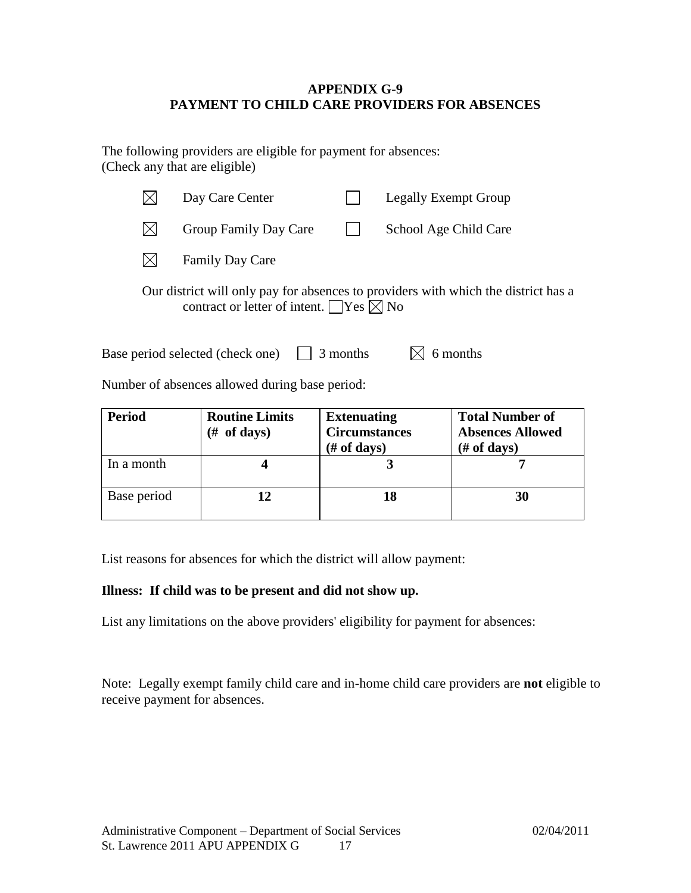# APPENDIX G-9
# PAYMENT TO CHILD CARE PROVIDERS FOR ABSENCES

The following providers are eligible for payment for absences:
(Check any that are eligible)

- ☒ Day Care Center
- ☐ Legally Exempt Group
- ☒ Group Family Day Care
- ☐ School Age Child Care
- ☒ Family Day Care

Our district will only pay for absences to providers with which the district has a contract or letter of intent. ☐ Yes ☒ No

Base period selected (check one) ☐ 3 months ☒ 6 months

Number of absences allowed during base period:

| Period | Routine Limits (# of days) | Extenuating Circumstances (# of days) | Total Number of Absences Allowed (# of days) |
|---|---|---|---|
| In a month | **4** | **3** | **7** |
| Base period | **12** | **18** | **30** |

List reasons for absences for which the district will allow payment:

**Illness: If child was to be present and did not show up.**

List any limitations on the above providers' eligibility for payment for absences:

Note: Legally exempt family child care and in-home child care providers are **not** eligible to receive payment for absences.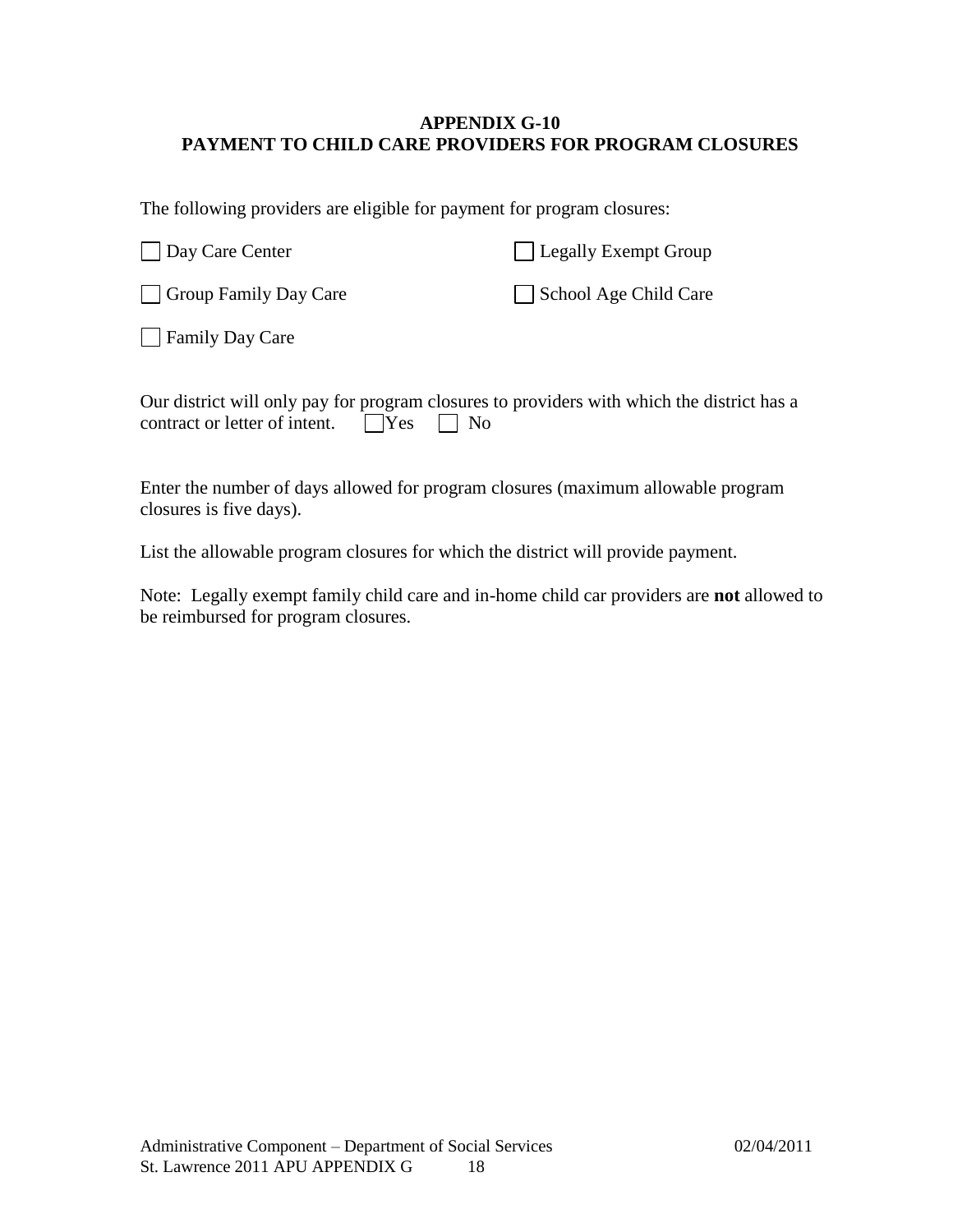**APPENDIX G-10**
**PAYMENT TO CHILD CARE PROVIDERS FOR PROGRAM CLOSURES**

The following providers are eligible for payment for program closures:

- [ ] Day Care Center
- [ ] Legally Exempt Group
- [ ] Group Family Day Care
- [ ] School Age Child Care
- [ ] Family Day Care

Our district will only pay for program closures to providers with which the district has a contract or letter of intent. [ ] Yes [ ] No

Enter the number of days allowed for program closures (maximum allowable program closures is five days).

List the allowable program closures for which the district will provide payment.

Note: Legally exempt family child care and in-home child car providers are **not** allowed to be reimbursed for program closures.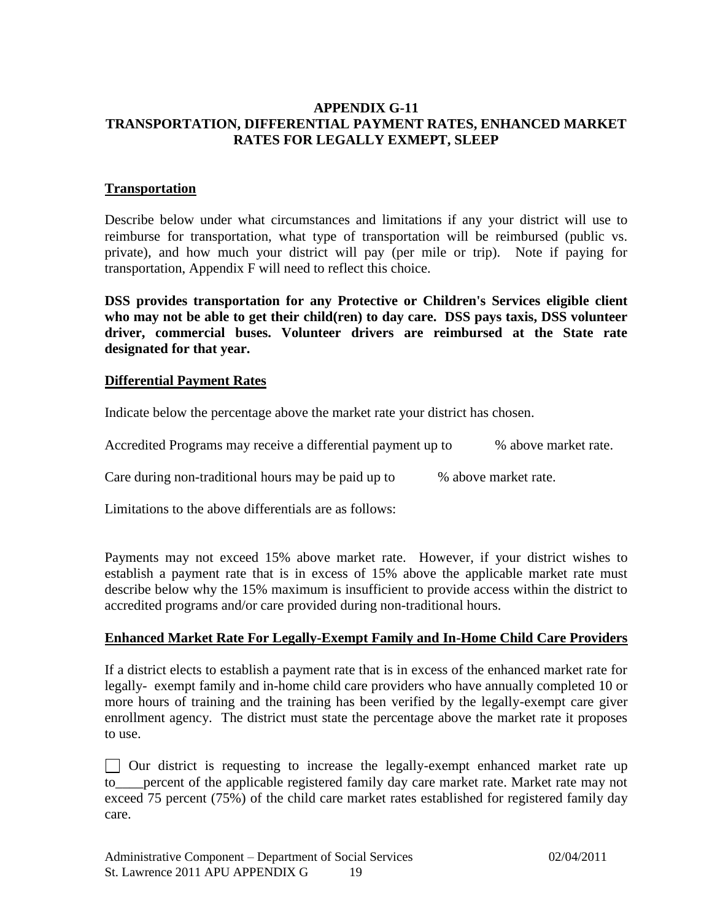## APPENDIX G-11
## TRANSPORTATION, DIFFERENTIAL PAYMENT RATES, ENHANCED MARKET RATES FOR LEGALLY EXMEPT, SLEEP

### Transportation

Describe below under what circumstances and limitations if any your district will use to reimburse for transportation, what type of transportation will be reimbursed (public vs. private), and how much your district will pay (per mile or trip). Note if paying for transportation, Appendix F will need to reflect this choice.

**DSS provides transportation for any Protective or Children's Services eligible client who may not be able to get their child(ren) to day care. DSS pays taxis, DSS volunteer driver, commercial buses. Volunteer drivers are reimbursed at the State rate designated for that year.**

### Differential Payment Rates

Indicate below the percentage above the market rate your district has chosen.

Accredited Programs may receive a differential payment up to % above market rate.

Care during non-traditional hours may be paid up to % above market rate.

Limitations to the above differentials are as follows:

Payments may not exceed 15% above market rate. However, if your district wishes to establish a payment rate that is in excess of 15% above the applicable market rate must describe below why the 15% maximum is insufficient to provide access within the district to accredited programs and/or care provided during non-traditional hours.

### Enhanced Market Rate For Legally-Exempt Family and In-Home Child Care Providers

If a district elects to establish a payment rate that is in excess of the enhanced market rate for legally- exempt family and in-home child care providers who have annually completed 10 or more hours of training and the training has been verified by the legally-exempt care giver enrollment agency. The district must state the percentage above the market rate it proposes to use.

☐ Our district is requesting to increase the legally-exempt enhanced market rate up to____percent of the applicable registered family day care market rate. Market rate may not exceed 75 percent (75%) of the child care market rates established for registered family day care.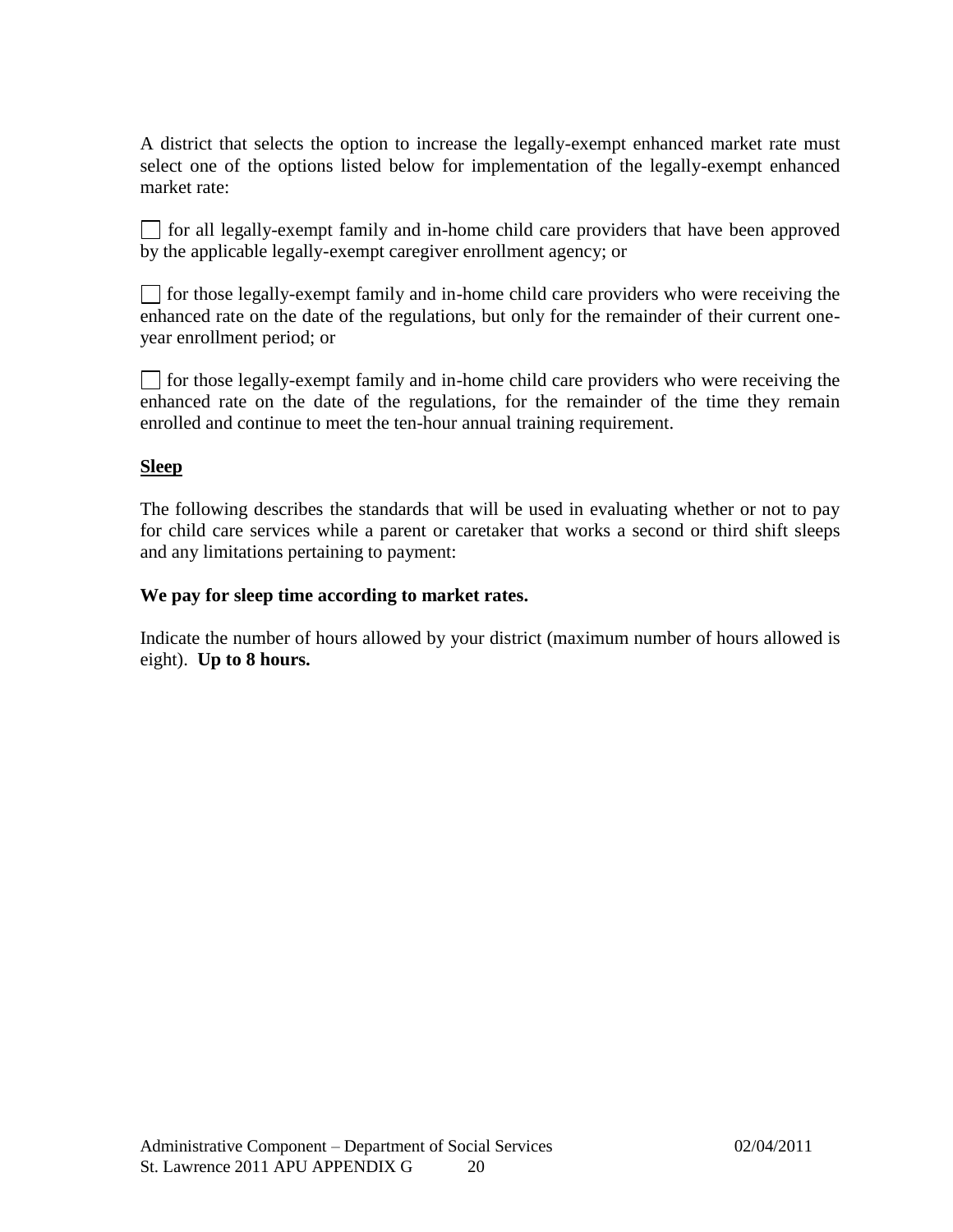A district that selects the option to increase the legally-exempt enhanced market rate must select one of the options listed below for implementation of the legally-exempt enhanced market rate:

☐ for all legally-exempt family and in-home child care providers that have been approved by the applicable legally-exempt caregiver enrollment agency; or

☐ for those legally-exempt family and in-home child care providers who were receiving the enhanced rate on the date of the regulations, but only for the remainder of their current one-year enrollment period; or

☐ for those legally-exempt family and in-home child care providers who were receiving the enhanced rate on the date of the regulations, for the remainder of the time they remain enrolled and continue to meet the ten-hour annual training requirement.

## Sleep

The following describes the standards that will be used in evaluating whether or not to pay for child care services while a parent or caretaker that works a second or third shift sleeps and any limitations pertaining to payment:

**We pay for sleep time according to market rates.**

Indicate the number of hours allowed by your district (maximum number of hours allowed is eight). **Up to 8 hours.**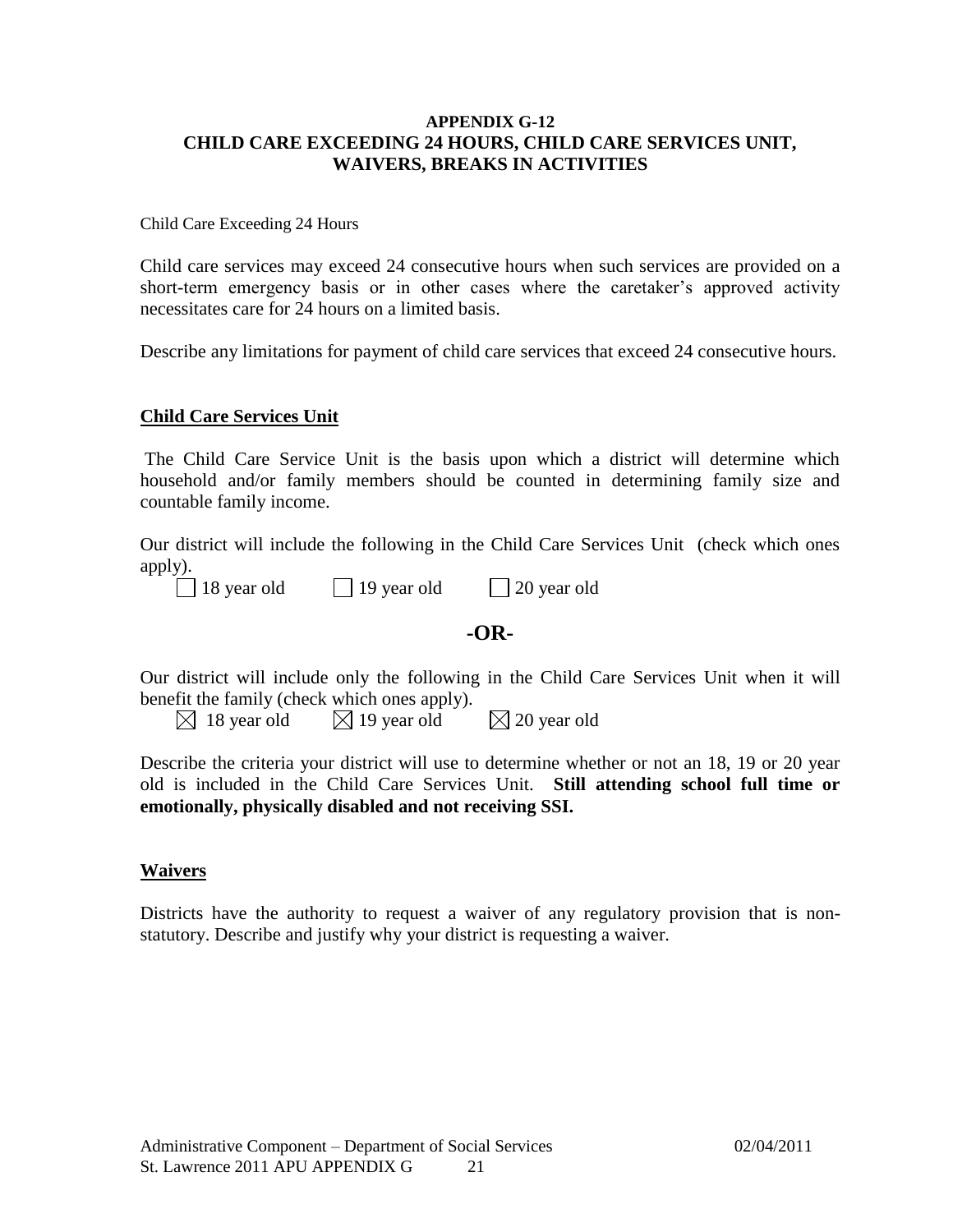**APPENDIX G-12**
**CHILD CARE EXCEEDING 24 HOURS, CHILD CARE SERVICES UNIT, WAIVERS, BREAKS IN ACTIVITIES**

Child Care Exceeding 24 Hours

Child care services may exceed 24 consecutive hours when such services are provided on a short-term emergency basis or in other cases where the caretaker's approved activity necessitates care for 24 hours on a limited basis.

Describe any limitations for payment of child care services that exceed 24 consecutive hours.

## Child Care Services Unit

The Child Care Service Unit is the basis upon which a district will determine which household and/or family members should be counted in determining family size and countable family income.

Our district will include the following in the Child Care Services Unit (check which ones apply).

☐ 18 year old ☐ 19 year old ☐ 20 year old

**-OR-**

Our district will include only the following in the Child Care Services Unit when it will benefit the family (check which ones apply).

☒ 18 year old ☒ 19 year old ☒ 20 year old

Describe the criteria your district will use to determine whether or not an 18, 19 or 20 year old is included in the Child Care Services Unit. **Still attending school full time or emotionally, physically disabled and not receiving SSI.**

## Waivers

Districts have the authority to request a waiver of any regulatory provision that is non-statutory. Describe and justify why your district is requesting a waiver.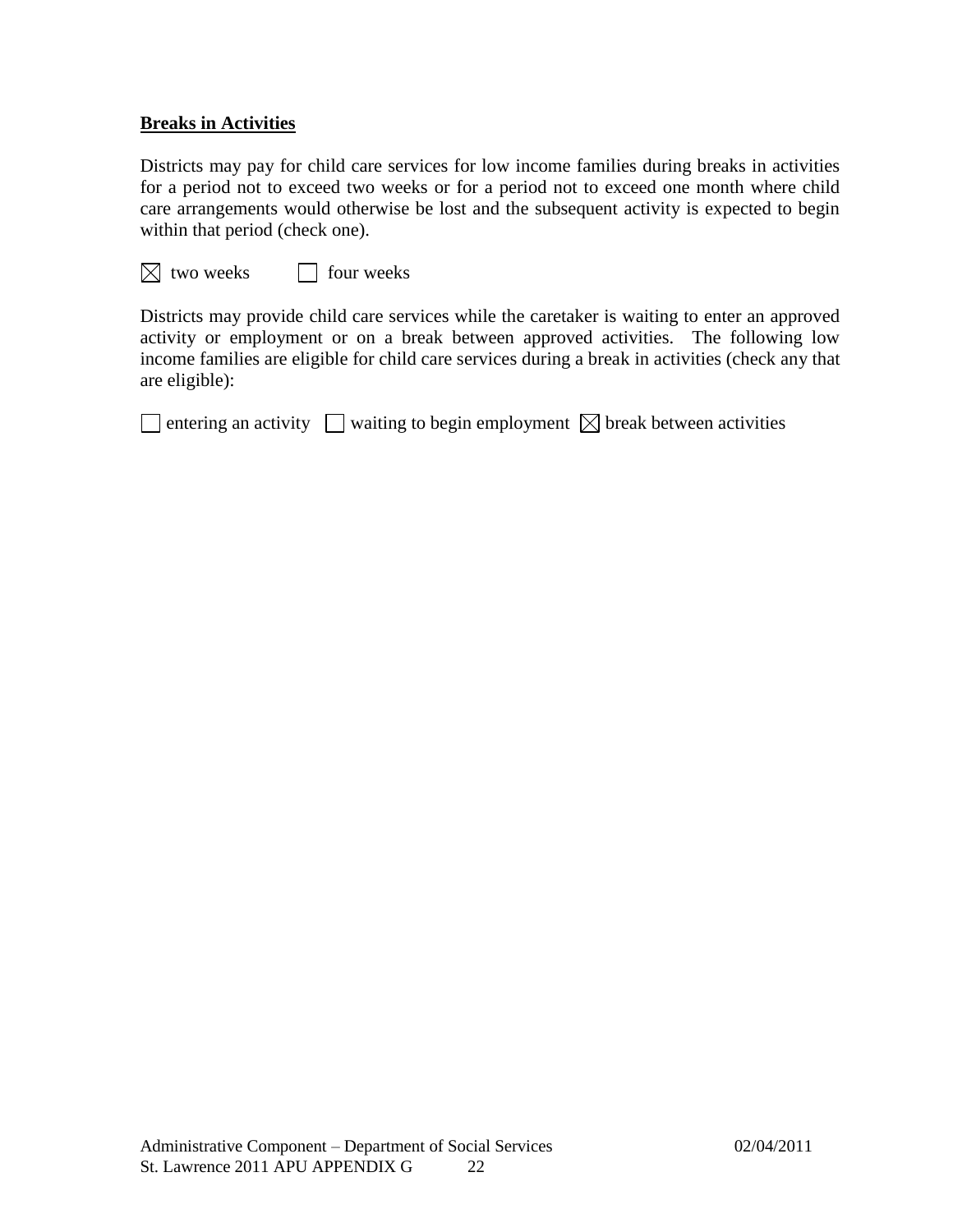**Breaks in Activities**

Districts may pay for child care services for low income families during breaks in activities for a period not to exceed two weeks or for a period not to exceed one month where child care arrangements would otherwise be lost and the subsequent activity is expected to begin within that period (check one).

☒ two weeks ☐ four weeks

Districts may provide child care services while the caretaker is waiting to enter an approved activity or employment or on a break between approved activities. The following low income families are eligible for child care services during a break in activities (check any that are eligible):

☐ entering an activity ☐ waiting to begin employment ☒ break between activities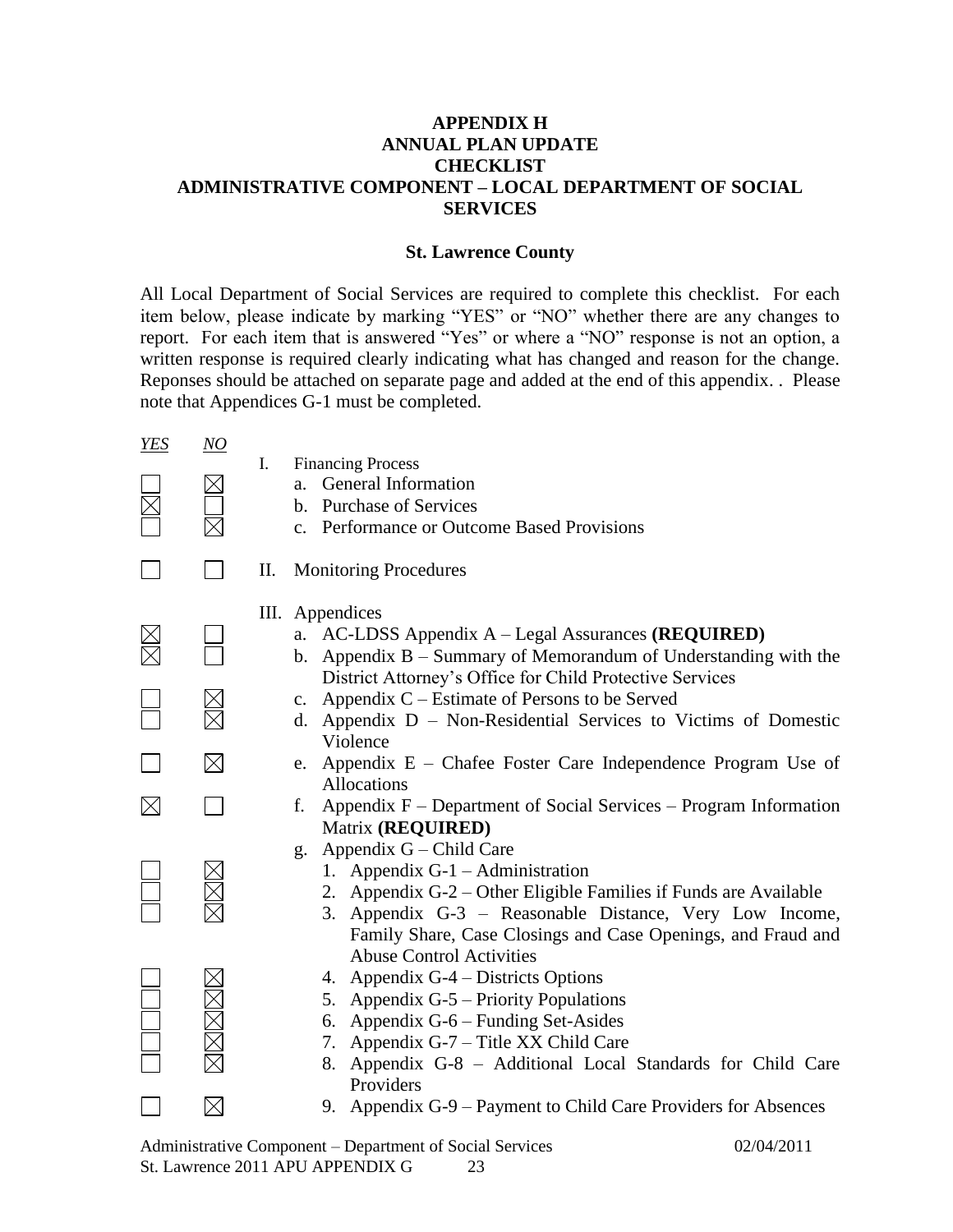**APPENDIX H**
**ANNUAL PLAN UPDATE**
**CHECKLIST**
**ADMINISTRATIVE COMPONENT – LOCAL DEPARTMENT OF SOCIAL SERVICES**

**St. Lawrence County**

All Local Department of Social Services are required to complete this checklist. For each item below, please indicate by marking "YES" or "NO" whether there are any changes to report. For each item that is answered "Yes" or where a "NO" response is not an option, a written response is required clearly indicating what has changed and reason for the change. Reponses should be attached on separate page and added at the end of this appendix. . Please note that Appendices G-1 must be completed.

| *YES* | *NO* | Item |
|---|---|---|
| | | I. Financing Process |
| ☐ | ☒ | a. General Information |
| ☒ | ☐ | b. Purchase of Services |
| ☐ | ☒ | c. Performance or Outcome Based Provisions |
| ☐ | ☐ | II. Monitoring Procedures |
| | | III. Appendices |
| ☒ | ☐ | a. AC-LDSS Appendix A – Legal Assurances **(REQUIRED)** |
| ☒ | ☐ | b. Appendix B – Summary of Memorandum of Understanding with the District Attorney's Office for Child Protective Services |
| ☐ | ☒ | c. Appendix C – Estimate of Persons to be Served |
| ☐ | ☒ | d. Appendix D – Non-Residential Services to Victims of Domestic Violence |
| ☐ | ☒ | e. Appendix E – Chafee Foster Care Independence Program Use of Allocations |
| ☒ | ☐ | f. Appendix F – Department of Social Services – Program Information Matrix **(REQUIRED)** |
| | | g. Appendix G – Child Care |
| ☐ | ☒ | 1. Appendix G-1 – Administration |
| ☐ | ☒ | 2. Appendix G-2 – Other Eligible Families if Funds are Available |
| ☐ | ☒ | 3. Appendix G-3 – Reasonable Distance, Very Low Income, Family Share, Case Closings and Case Openings, and Fraud and Abuse Control Activities |
| ☐ | ☒ | 4. Appendix G-4 – Districts Options |
| ☐ | ☒ | 5. Appendix G-5 – Priority Populations |
| ☐ | ☒ | 6. Appendix G-6 – Funding Set-Asides |
| ☐ | ☒ | 7. Appendix G-7 – Title XX Child Care |
| ☐ | ☒ | 8. Appendix G-8 – Additional Local Standards for Child Care Providers |
| ☐ | ☒ | 9. Appendix G-9 – Payment to Child Care Providers for Absences |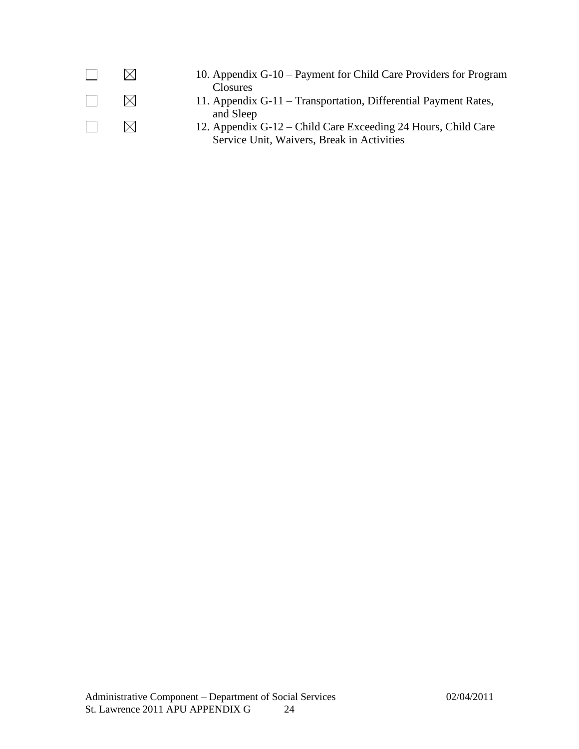| | | |
|---|---|---|
| ☐ | ☒ | 10. Appendix G-10 – Payment for Child Care Providers for Program Closures |
| ☐ | ☒ | 11. Appendix G-11 – Transportation, Differential Payment Rates, and Sleep |
| ☐ | ☒ | 12. Appendix G-12 – Child Care Exceeding 24 Hours, Child Care Service Unit, Waivers, Break in Activities |